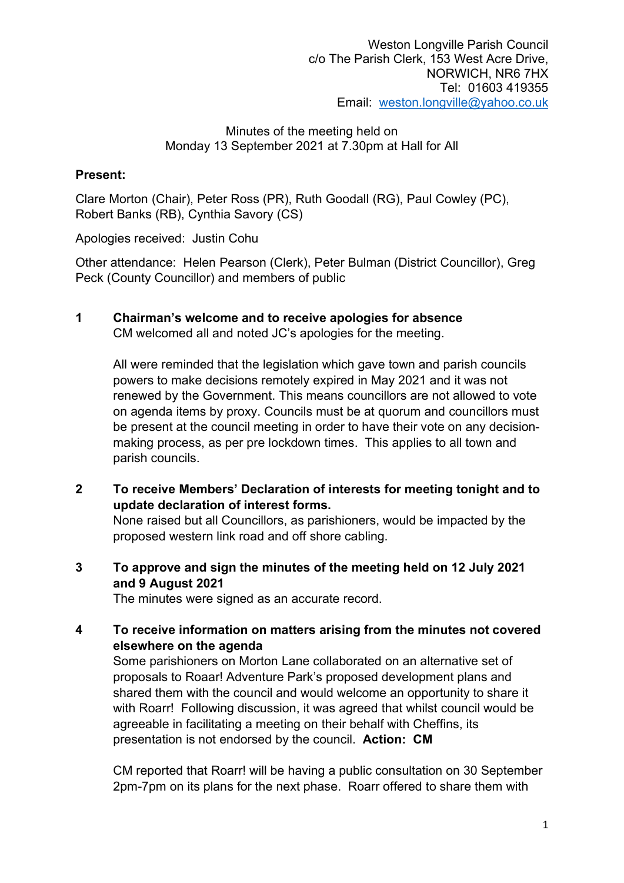Weston Longville Parish Council
c/o The Parish Clerk, 153 West Acre Drive,
NORWICH, NR6 7HX
Tel: 01603 419355
Email: weston.longville@yahoo.co.uk

Minutes of the meeting held on
Monday 13 September 2021 at 7.30pm at Hall for All

**Present:**

Clare Morton (Chair), Peter Ross (PR), Ruth Goodall (RG), Paul Cowley (PC), Robert Banks (RB), Cynthia Savory (CS)

Apologies received: Justin Cohu

Other attendance: Helen Pearson (Clerk), Peter Bulman (District Councillor), Greg Peck (County Councillor) and members of public

**1 Chairman's welcome and to receive apologies for absence**

CM welcomed all and noted JC's apologies for the meeting.

All were reminded that the legislation which gave town and parish councils powers to make decisions remotely expired in May 2021 and it was not renewed by the Government. This means councillors are not allowed to vote on agenda items by proxy. Councils must be at quorum and councillors must be present at the council meeting in order to have their vote on any decision-making process, as per pre lockdown times. This applies to all town and parish councils.

**2 To receive Members' Declaration of interests for meeting tonight and to update declaration of interest forms.**

None raised but all Councillors, as parishioners, would be impacted by the proposed western link road and off shore cabling.

**3 To approve and sign the minutes of the meeting held on 12 July 2021 and 9 August 2021**

The minutes were signed as an accurate record.

**4 To receive information on matters arising from the minutes not covered elsewhere on the agenda**

Some parishioners on Morton Lane collaborated on an alternative set of proposals to Roaar! Adventure Park's proposed development plans and shared them with the council and would welcome an opportunity to share it with Rorr! Following discussion, it was agreed that whilst council would be agreeable in facilitating a meeting on their behalf with Cheffins, its presentation is not endorsed by the council. **Action: CM**

CM reported that Roarr! will be having a public consultation on 30 September 2pm-7pm on its plans for the next phase. Roarr offered to share them with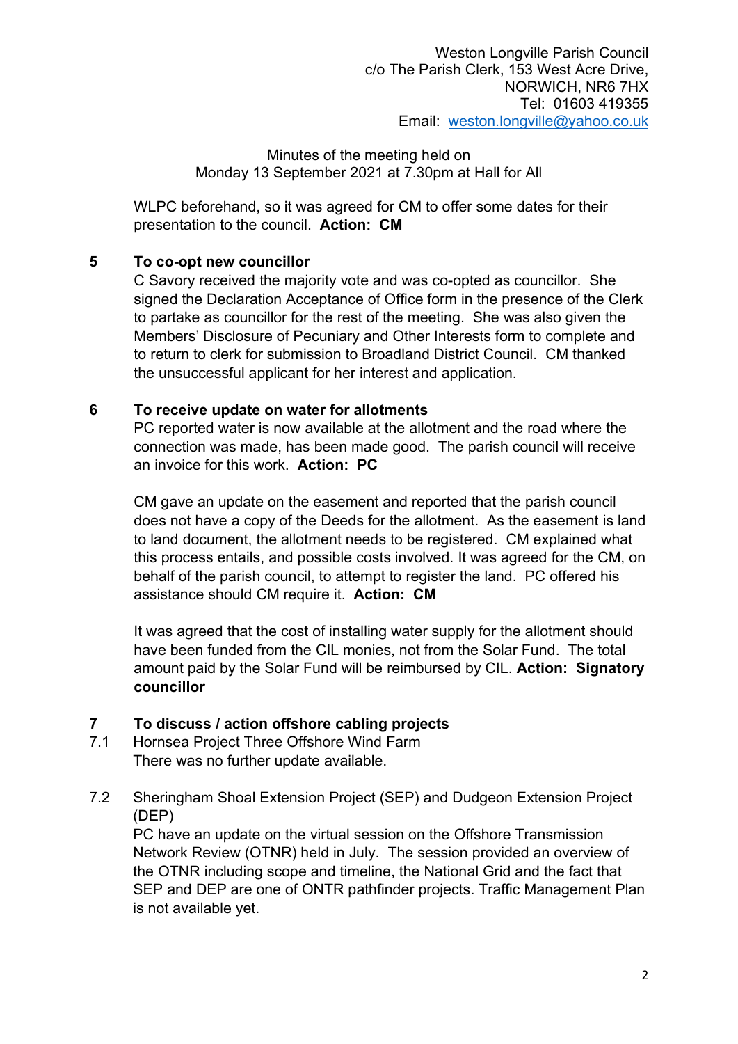Weston Longville Parish Council
c/o The Parish Clerk, 153 West Acre Drive,
NORWICH, NR6 7HX
Tel: 01603 419355
Email: weston.longville@yahoo.co.uk

Minutes of the meeting held on
Monday 13 September 2021 at 7.30pm at Hall for All

WLPC beforehand, so it was agreed for CM to offer some dates for their presentation to the council. **Action: CM**

## 5 To co-opt new councillor

C Savory received the majority vote and was co-opted as councillor. She signed the Declaration Acceptance of Office form in the presence of the Clerk to partake as councillor for the rest of the meeting. She was also given the Members' Disclosure of Pecuniary and Other Interests form to complete and to return to clerk for submission to Broadland District Council. CM thanked the unsuccessful applicant for her interest and application.

## 6 To receive update on water for allotments

PC reported water is now available at the allotment and the road where the connection was made, has been made good. The parish council will receive an invoice for this work. **Action: PC**

CM gave an update on the easement and reported that the parish council does not have a copy of the Deeds for the allotment. As the easement is land to land document, the allotment needs to be registered. CM explained what this process entails, and possible costs involved. It was agreed for the CM, on behalf of the parish council, to attempt to register the land. PC offered his assistance should CM require it. **Action: CM**

It was agreed that the cost of installing water supply for the allotment should have been funded from the CIL monies, not from the Solar Fund. The total amount paid by the Solar Fund will be reimbursed by CIL. **Action: Signatory councillor**

## 7 To discuss / action offshore cabling projects

7.1 Hornsea Project Three Offshore Wind Farm

There was no further update available.

7.2 Sheringham Shoal Extension Project (SEP) and Dudgeon Extension Project (DEP)

PC have an update on the virtual session on the Offshore Transmission Network Review (OTNR) held in July. The session provided an overview of the OTNR including scope and timeline, the National Grid and the fact that SEP and DEP are one of ONTR pathfinder projects. Traffic Management Plan is not available yet.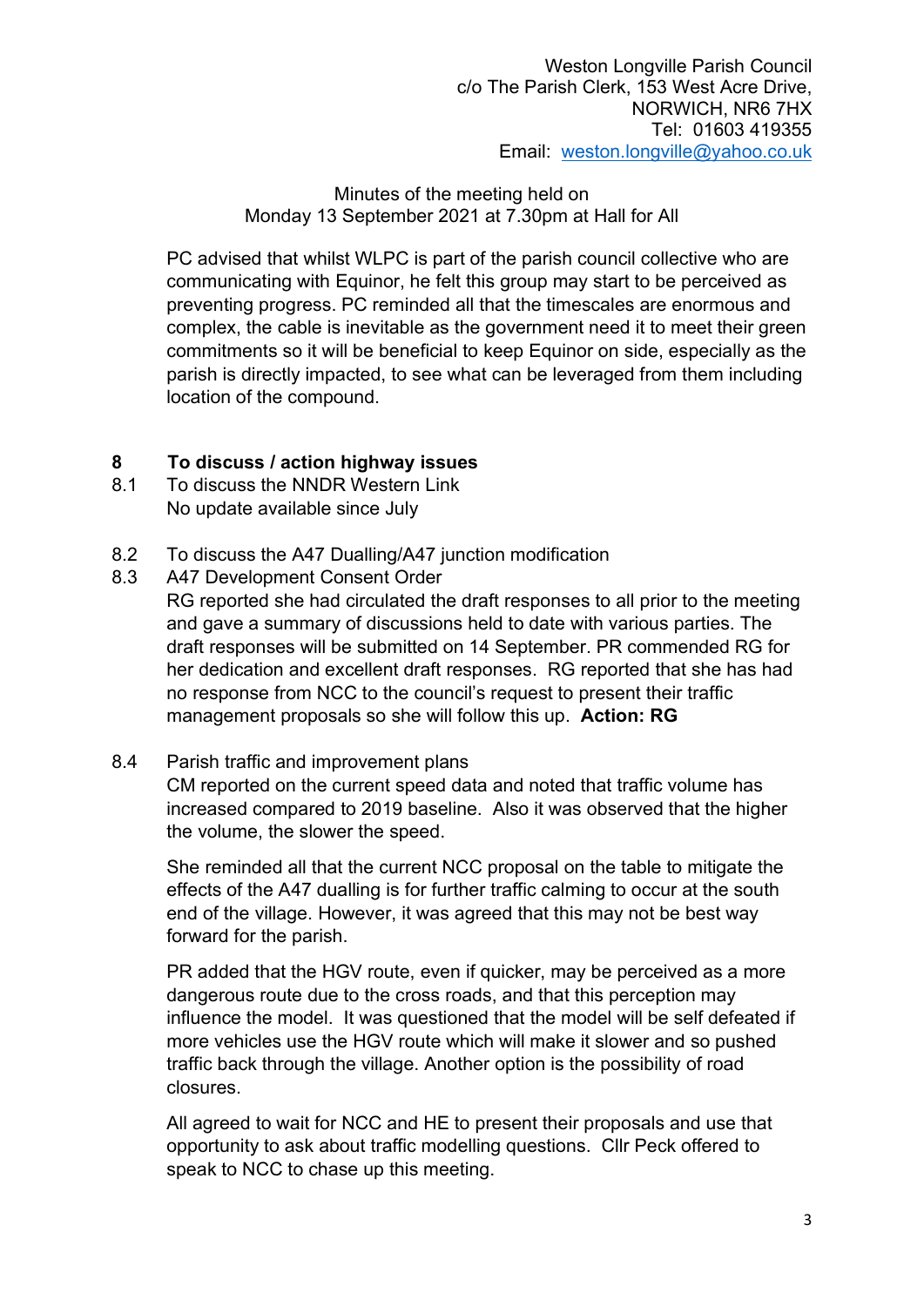Weston Longville Parish Council
c/o The Parish Clerk, 153 West Acre Drive,
NORWICH, NR6 7HX
Tel: 01603 419355
Email: weston.longville@yahoo.co.uk

Minutes of the meeting held on
Monday 13 September 2021 at 7.30pm at Hall for All

PC advised that whilst WLPC is part of the parish council collective who are communicating with Equinor, he felt this group may start to be perceived as preventing progress. PC reminded all that the timescales are enormous and complex, the cable is inevitable as the government need it to meet their green commitments so it will be beneficial to keep Equinor on side, especially as the parish is directly impacted, to see what can be leveraged from them including location of the compound.

## 8 To discuss / action highway issues

8.1 To discuss the NNDR Western Link
No update available since July

8.2 To discuss the A47 Dualling/A47 junction modification

8.3 A47 Development Consent Order
RG reported she had circulated the draft responses to all prior to the meeting and gave a summary of discussions held to date with various parties. The draft responses will be submitted on 14 September. PR commended RG for her dedication and excellent draft responses. RG reported that she has had no response from NCC to the council's request to present their traffic management proposals so she will follow this up. **Action: RG**

8.4 Parish traffic and improvement plans
CM reported on the current speed data and noted that traffic volume has increased compared to 2019 baseline. Also it was observed that the higher the volume, the slower the speed.

She reminded all that the current NCC proposal on the table to mitigate the effects of the A47 dualling is for further traffic calming to occur at the south end of the village. However, it was agreed that this may not be best way forward for the parish.

PR added that the HGV route, even if quicker, may be perceived as a more dangerous route due to the cross roads, and that this perception may influence the model. It was questioned that the model will be self defeated if more vehicles use the HGV route which will make it slower and so pushed traffic back through the village. Another option is the possibility of road closures.

All agreed to wait for NCC and HE to present their proposals and use that opportunity to ask about traffic modelling questions. Cllr Peck offered to speak to NCC to chase up this meeting.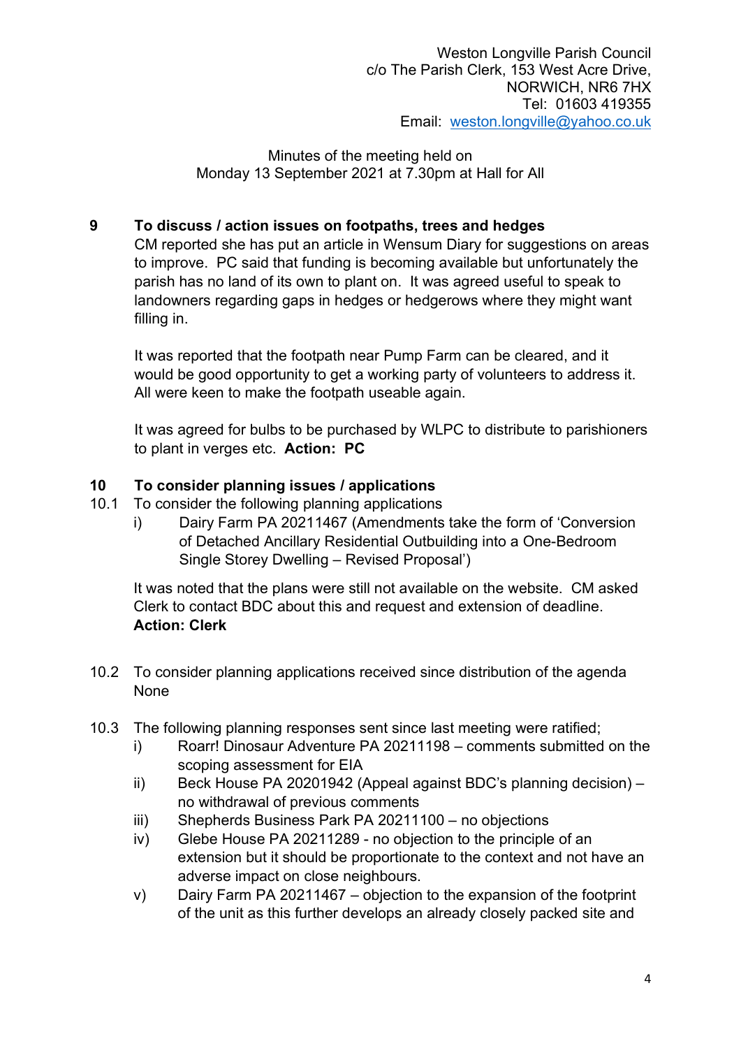Weston Longville Parish Council
c/o The Parish Clerk, 153 West Acre Drive,
NORWICH, NR6 7HX
Tel: 01603 419355
Email: weston.longville@yahoo.co.uk

Minutes of the meeting held on
Monday 13 September 2021 at 7.30pm at Hall for All

**9 To discuss / action issues on footpaths, trees and hedges**

CM reported she has put an article in Wensum Diary for suggestions on areas to improve. PC said that funding is becoming available but unfortunately the parish has no land of its own to plant on. It was agreed useful to speak to landowners regarding gaps in hedges or hedgerows where they might want filling in.

It was reported that the footpath near Pump Farm can be cleared, and it would be good opportunity to get a working party of volunteers to address it. All were keen to make the footpath useable again.

It was agreed for bulbs to be purchased by WLPC to distribute to parishioners to plant in verges etc. **Action: PC**

**10 To consider planning issues / applications**

10.1 To consider the following planning applications

i) Dairy Farm PA 20211467 (Amendments take the form of 'Conversion of Detached Ancillary Residential Outbuilding into a One-Bedroom Single Storey Dwelling – Revised Proposal')

It was noted that the plans were still not available on the website. CM asked Clerk to contact BDC about this and request and extension of deadline.
**Action: Clerk**

10.2 To consider planning applications received since distribution of the agenda
None

10.3 The following planning responses sent since last meeting were ratified;

i) Roarr! Dinosaur Adventure PA 20211198 – comments submitted on the scoping assessment for EIA

ii) Beck House PA 20201942 (Appeal against BDC's planning decision) – no withdrawal of previous comments

iii) Shepherds Business Park PA 20211100 – no objections

iv) Glebe House PA 20211289 - no objection to the principle of an extension but it should be proportionate to the context and not have an adverse impact on close neighbours.

v) Dairy Farm PA 20211467 – objection to the expansion of the footprint of the unit as this further develops an already closely packed site and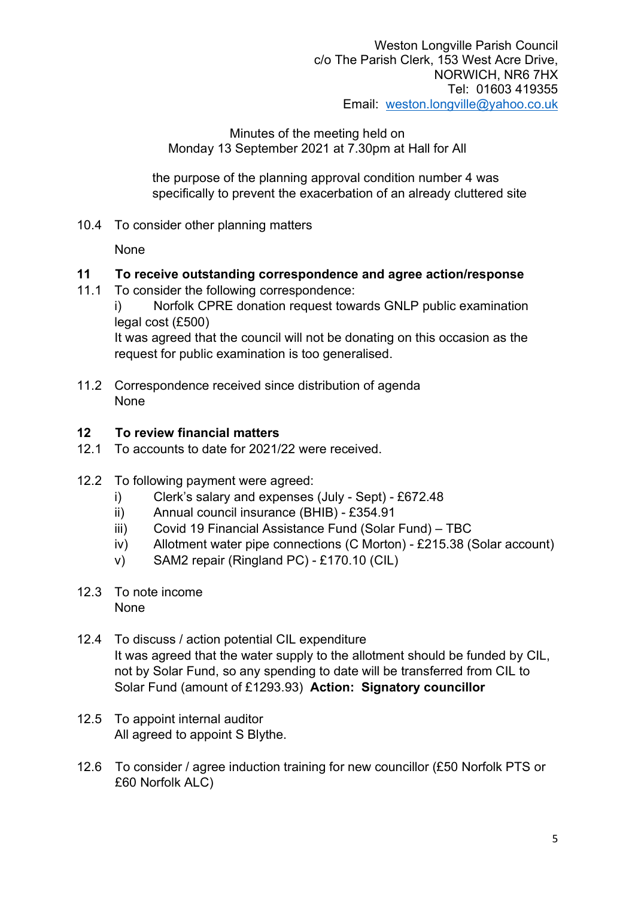Weston Longville Parish Council
c/o The Parish Clerk, 153 West Acre Drive,
NORWICH, NR6 7HX
Tel: 01603 419355
Email: weston.longville@yahoo.co.uk

Minutes of the meeting held on
Monday 13 September 2021 at 7.30pm at Hall for All

the purpose of the planning approval condition number 4 was specifically to prevent the exacerbation of an already cluttered site

10.4 To consider other planning matters

None

## 11 To receive outstanding correspondence and agree action/response

11.1 To consider the following correspondence:

i) Norfolk CPRE donation request towards GNLP public examination legal cost (£500)

It was agreed that the council will not be donating on this occasion as the request for public examination is too generalised.

11.2 Correspondence received since distribution of agenda

None

## 12 To review financial matters

12.1 To accounts to date for 2021/22 were received.

12.2 To following payment were agreed:

i) Clerk's salary and expenses (July - Sept) - £672.48
ii) Annual council insurance (BHIB) - £354.91
iii) Covid 19 Financial Assistance Fund (Solar Fund) – TBC
iv) Allotment water pipe connections (C Morton) - £215.38 (Solar account)
v) SAM2 repair (Ringland PC) - £170.10 (CIL)

12.3 To note income

None

12.4 To discuss / action potential CIL expenditure

It was agreed that the water supply to the allotment should be funded by CIL, not by Solar Fund, so any spending to date will be transferred from CIL to Solar Fund (amount of £1293.93) **Action: Signatory councillor**

12.5 To appoint internal auditor

All agreed to appoint S Blythe.

12.6 To consider / agree induction training for new councillor (£50 Norfolk PTS or £60 Norfolk ALC)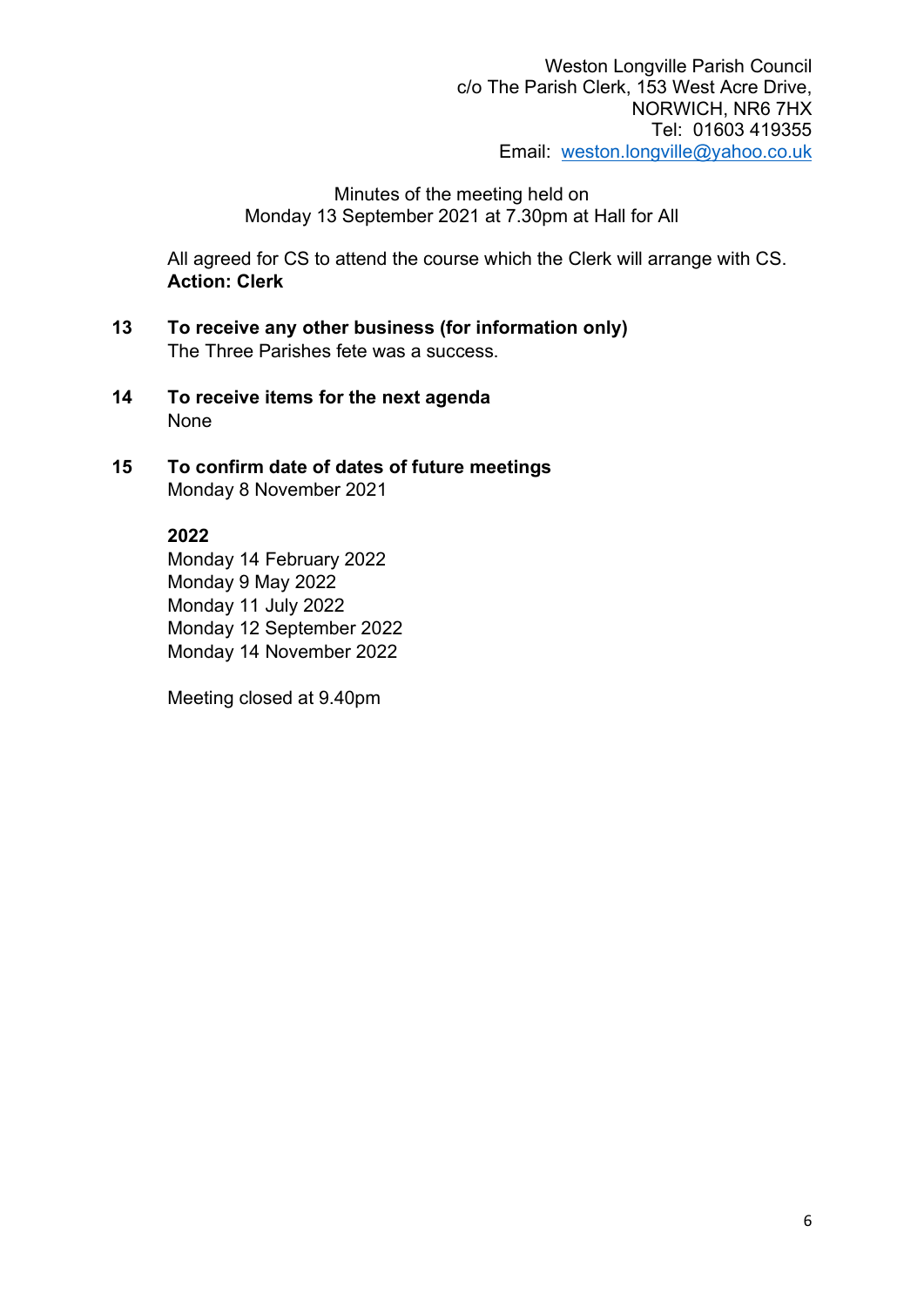Weston Longville Parish Council
c/o The Parish Clerk, 153 West Acre Drive,
NORWICH, NR6 7HX
Tel: 01603 419355
Email: weston.longville@yahoo.co.uk

Minutes of the meeting held on
Monday 13 September 2021 at 7.30pm at Hall for All

All agreed for CS to attend the course which the Clerk will arrange with CS.
**Action: Clerk**

**13 To receive any other business (for information only)**
The Three Parishes fete was a success.

**14 To receive items for the next agenda**
None

**15 To confirm date of dates of future meetings**
Monday 8 November 2021

**2022**
Monday 14 February 2022
Monday 9 May 2022
Monday 11 July 2022
Monday 12 September 2022
Monday 14 November 2022

Meeting closed at 9.40pm